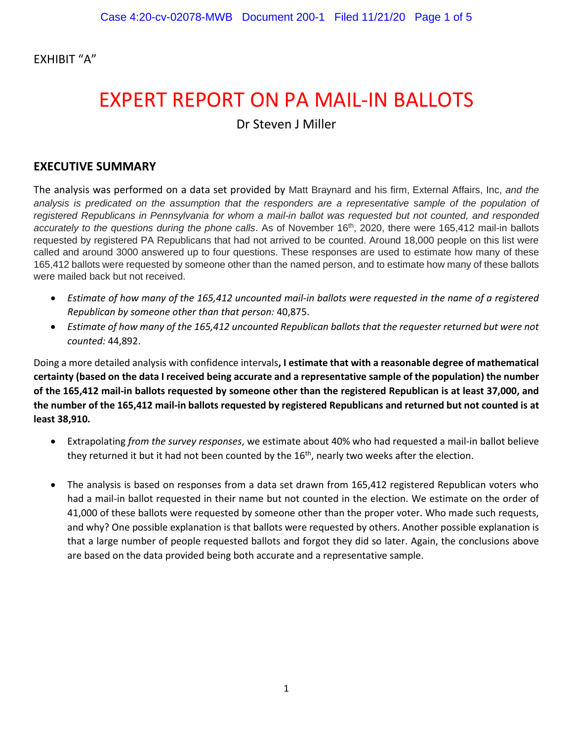EXHIBIT "A"

# EXPERT REPORT ON PA MAIL-IN BALLOTS

Dr Steven J Miller

## EXECUTIVE SUMMARY

The analysis was performed on a data set provided by Matt Braynard and his firm, External Affairs, Inc, *and the analysis is predicated on the assumption that the responders are a representative sample of the population of registered Republicans in Pennsylvania for whom a mail-in ballot was requested but not counted, and responded accurately to the questions during the phone calls*. As of November 16th, 2020, there were 165,412 mail-in ballots requested by registered PA Republicans that had not arrived to be counted. Around 18,000 people on this list were called and around 3000 answered up to four questions. These responses are used to estimate how many of these 165,412 ballots were requested by someone other than the named person, and to estimate how many of these ballots were mailed back but not received.

- *Estimate of how many of the 165,412 uncounted mail-in ballots were requested in the name of a registered Republican by someone other than that person:* 40,875.
- *Estimate of how many of the 165,412 uncounted Republican ballots that the requester returned but were not counted:* 44,892.

Doing a more detailed analysis with confidence intervals**, I estimate that with a reasonable degree of mathematical certainty (based on the data I received being accurate and a representative sample of the population) the number of the 165,412 mail-in ballots requested by someone other than the registered Republican is at least 37,000, and the number of the 165,412 mail-in ballots requested by registered Republicans and returned but not counted is at least 38,910.**

- Extrapolating *from the survey responses*, we estimate about 40% who had requested a mail-in ballot believe they returned it but it had not been counted by the 16th, nearly two weeks after the election.

- The analysis is based on responses from a data set drawn from 165,412 registered Republican voters who had a mail-in ballot requested in their name but not counted in the election. We estimate on the order of 41,000 of these ballots were requested by someone other than the proper voter. Who made such requests, and why? One possible explanation is that ballots were requested by others. Another possible explanation is that a large number of people requested ballots and forgot they did so later. Again, the conclusions above are based on the data provided being both accurate and a representative sample.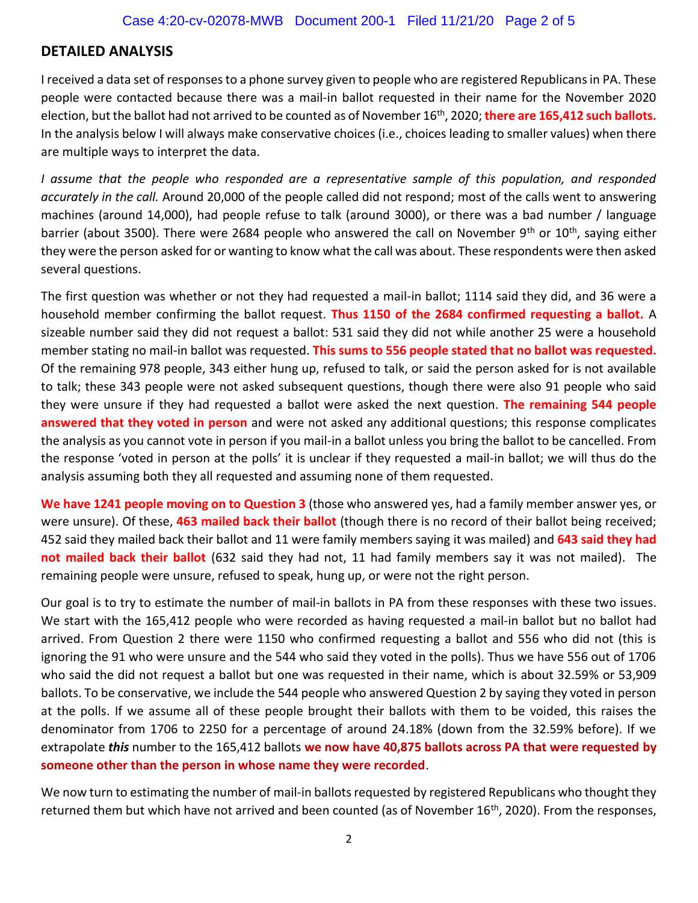## DETAILED ANALYSIS

I received a data set of responses to a phone survey given to people who are registered Republicans in PA. These people were contacted because there was a mail-in ballot requested in their name for the November 2020 election, but the ballot had not arrived to be counted as of November 16th, 2020; **there are 165,412 such ballots.** In the analysis below I will always make conservative choices (i.e., choices leading to smaller values) when there are multiple ways to interpret the data.

*I assume that the people who responded are a representative sample of this population, and responded accurately in the call.* Around 20,000 of the people called did not respond; most of the calls went to answering machines (around 14,000), had people refuse to talk (around 3000), or there was a bad number / language barrier (about 3500). There were 2684 people who answered the call on November 9th or 10th, saying either they were the person asked for or wanting to know what the call was about. These respondents were then asked several questions.

The first question was whether or not they had requested a mail-in ballot; 1114 said they did, and 36 were a household member confirming the ballot request. **Thus 1150 of the 2684 confirmed requesting a ballot.** A sizeable number said they did not request a ballot: 531 said they did not while another 25 were a household member stating no mail-in ballot was requested. **This sums to 556 people stated that no ballot was requested.** Of the remaining 978 people, 343 either hung up, refused to talk, or said the person asked for is not available to talk; these 343 people were not asked subsequent questions, though there were also 91 people who said they were unsure if they had requested a ballot were asked the next question. **The remaining 544 people answered that they voted in person** and were not asked any additional questions; this response complicates the analysis as you cannot vote in person if you mail-in a ballot unless you bring the ballot to be cancelled. From the response 'voted in person at the polls' it is unclear if they requested a mail-in ballot; we will thus do the analysis assuming both they all requested and assuming none of them requested.

**We have 1241 people moving on to Question 3** (those who answered yes, had a family member answer yes, or were unsure). Of these, **463 mailed back their ballot** (though there is no record of their ballot being received; 452 said they mailed back their ballot and 11 were family members saying it was mailed) and **643 said they had not mailed back their ballot** (632 said they had not, 11 had family members say it was not mailed). The remaining people were unsure, refused to speak, hung up, or were not the right person.

Our goal is to try to estimate the number of mail-in ballots in PA from these responses with these two issues. We start with the 165,412 people who were recorded as having requested a mail-in ballot but no ballot had arrived. From Question 2 there were 1150 who confirmed requesting a ballot and 556 who did not (this is ignoring the 91 who were unsure and the 544 who said they voted in the polls). Thus we have 556 out of 1706 who said the did not request a ballot but one was requested in their name, which is about 32.59% or 53,909 ballots. To be conservative, we include the 544 people who answered Question 2 by saying they voted in person at the polls. If we assume all of these people brought their ballots with them to be voided, this raises the denominator from 1706 to 2250 for a percentage of around 24.18% (down from the 32.59% before). If we extrapolate ***this*** number to the 165,412 ballots **we now have 40,875 ballots across PA that were requested by someone other than the person in whose name they were recorded**.

We now turn to estimating the number of mail-in ballots requested by registered Republicans who thought they returned them but which have not arrived and been counted (as of November 16th, 2020). From the responses,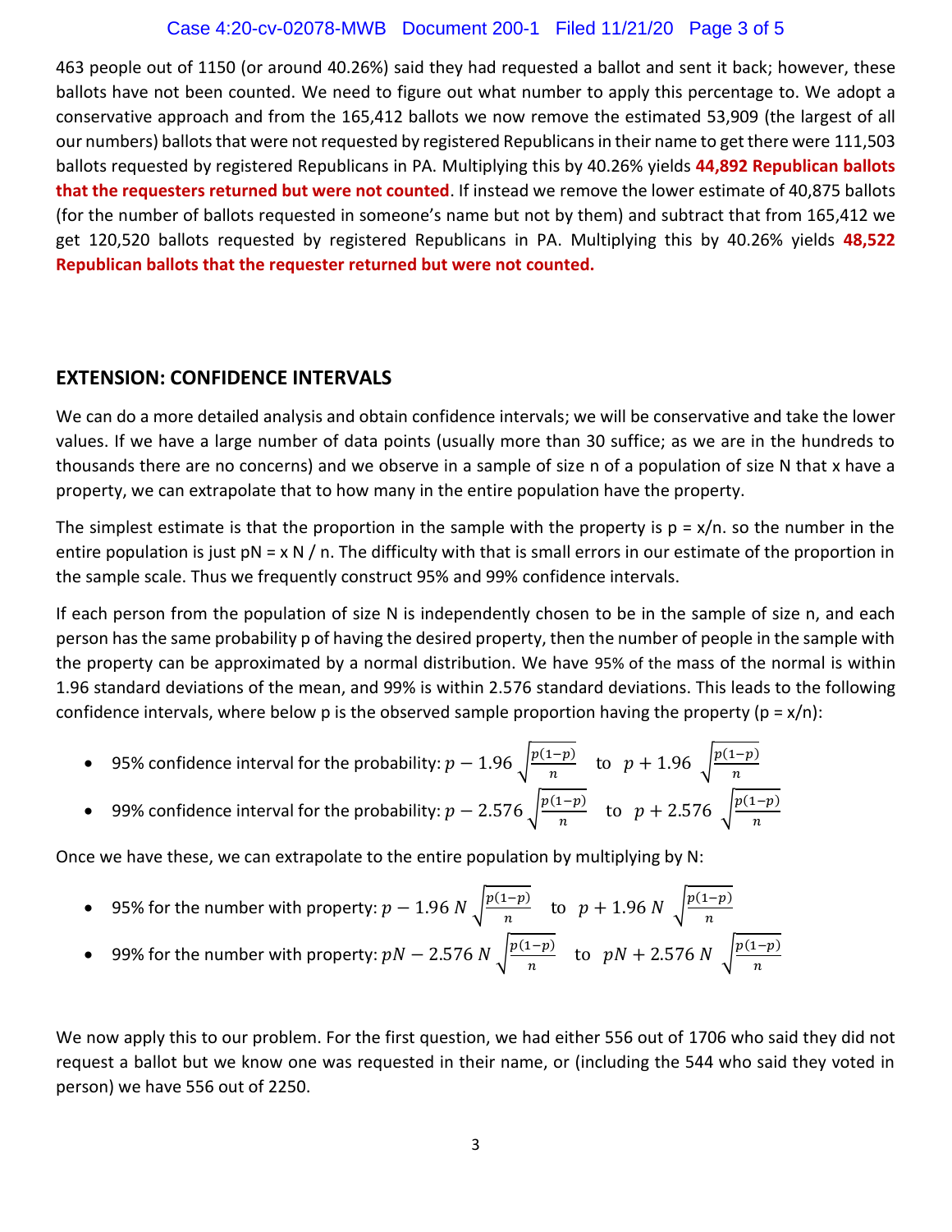463 people out of 1150 (or around 40.26%) said they had requested a ballot and sent it back; however, these ballots have not been counted. We need to figure out what number to apply this percentage to. We adopt a conservative approach and from the 165,412 ballots we now remove the estimated 53,909 (the largest of all our numbers) ballots that were not requested by registered Republicans in their name to get there were 111,503 ballots requested by registered Republicans in PA. Multiplying this by 40.26% yields **44,892 Republican ballots that the requesters returned but were not counted**. If instead we remove the lower estimate of 40,875 ballots (for the number of ballots requested in someone's name but not by them) and subtract that from 165,412 we get 120,520 ballots requested by registered Republicans in PA. Multiplying this by 40.26% yields **48,522 Republican ballots that the requester returned but were not counted.**

## EXTENSION: CONFIDENCE INTERVALS

We can do a more detailed analysis and obtain confidence intervals; we will be conservative and take the lower values. If we have a large number of data points (usually more than 30 suffice; as we are in the hundreds to thousands there are no concerns) and we observe in a sample of size n of a population of size N that x have a property, we can extrapolate that to how many in the entire population have the property.

The simplest estimate is that the proportion in the sample with the property is p = x/n. so the number in the entire population is just pN = x N / n. The difficulty with that is small errors in our estimate of the proportion in the sample scale. Thus we frequently construct 95% and 99% confidence intervals.

If each person from the population of size N is independently chosen to be in the sample of size n, and each person has the same probability p of having the desired property, then the number of people in the sample with the property can be approximated by a normal distribution. We have 95% of the mass of the normal is within 1.96 standard deviations of the mean, and 99% is within 2.576 standard deviations. This leads to the following confidence intervals, where below p is the observed sample proportion having the property (p = x/n):

- 95% confidence interval for the probability: $p - 1.96\sqrt{\frac{p(1-p)}{n}}$ to $p + 1.96\sqrt{\frac{p(1-p)}{n}}$
- 99% confidence interval for the probability: $p - 2.576\sqrt{\frac{p(1-p)}{n}}$ to $p + 2.576\sqrt{\frac{p(1-p)}{n}}$

Once we have these, we can extrapolate to the entire population by multiplying by N:

- 95% for the number with property: $p - 1.96\,N\sqrt{\frac{p(1-p)}{n}}$ to $p + 1.96\,N\sqrt{\frac{p(1-p)}{n}}$
- 99% for the number with property: $pN - 2.576\,N\sqrt{\frac{p(1-p)}{n}}$ to $pN + 2.576\,N\sqrt{\frac{p(1-p)}{n}}$

We now apply this to our problem. For the first question, we had either 556 out of 1706 who said they did not request a ballot but we know one was requested in their name, or (including the 544 who said they voted in person) we have 556 out of 2250.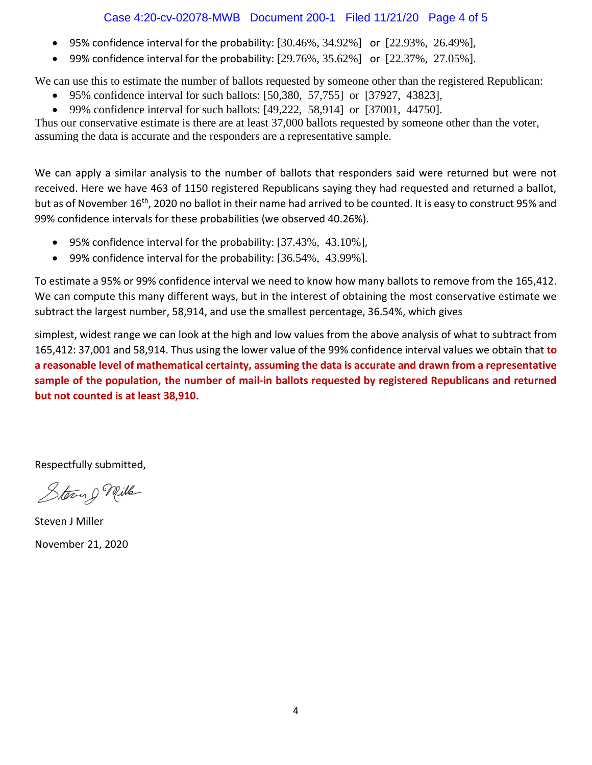- 95% confidence interval for the probability: [30.46%, 34.92%]   or  [22.93%,  26.49%],
- 99% confidence interval for the probability: [29.76%, 35.62%]   or  [22.37%,  27.05%].

We can use this to estimate the number of ballots requested by someone other than the registered Republican:

- 95% confidence interval for such ballots: [50,380,  57,755]  or  [37927,  43823],
- 99% confidence interval for such ballots: [49,222,  58,914]  or  [37001,  44750].

Thus our conservative estimate is there are at least 37,000 ballots requested by someone other than the voter, assuming the data is accurate and the responders are a representative sample.

We can apply a similar analysis to the number of ballots that responders said were returned but were not received. Here we have 463 of 1150 registered Republicans saying they had requested and returned a ballot, but as of November 16th, 2020 no ballot in their name had arrived to be counted. It is easy to construct 95% and 99% confidence intervals for these probabilities (we observed 40.26%).

- 95% confidence interval for the probability: [37.43%,  43.10%],
- 99% confidence interval for the probability: [36.54%,  43.99%].

To estimate a 95% or 99% confidence interval we need to know how many ballots to remove from the 165,412. We can compute this many different ways, but in the interest of obtaining the most conservative estimate we subtract the largest number, 58,914, and use the smallest percentage, 36.54%, which gives

simplest, widest range we can look at the high and low values from the above analysis of what to subtract from 165,412: 37,001 and 58,914. Thus using the lower value of the 99% confidence interval values we obtain that **to a reasonable level of mathematical certainty, assuming the data is accurate and drawn from a representative sample of the population, the number of mail-in ballots requested by registered Republicans and returned but not counted is at least 38,910**.

Respectfully submitted,

Steven J Miller

November 21, 2020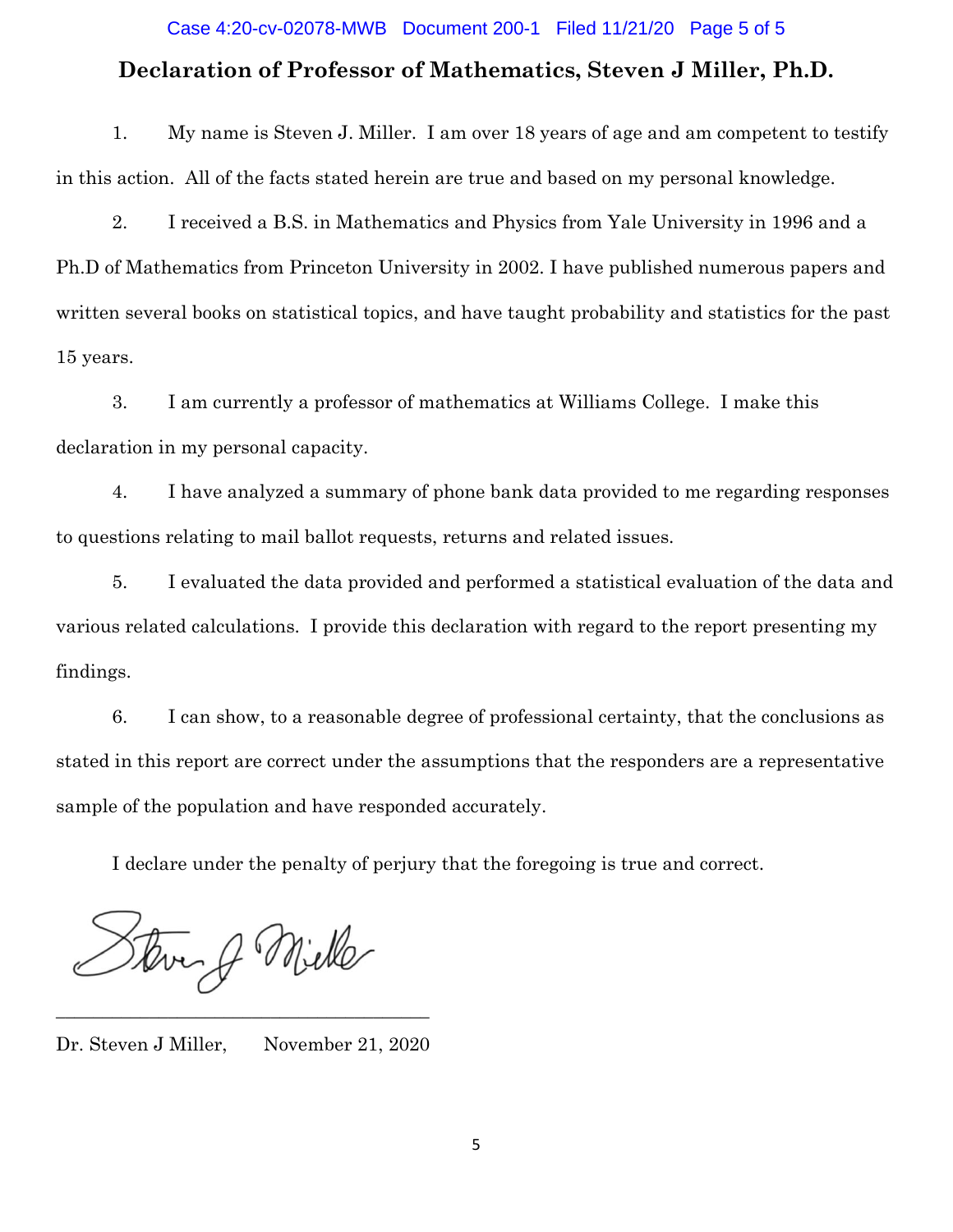# Declaration of Professor of Mathematics, Steven J Miller, Ph.D.

1. My name is Steven J. Miller. I am over 18 years of age and am competent to testify in this action. All of the facts stated herein are true and based on my personal knowledge.

2. I received a B.S. in Mathematics and Physics from Yale University in 1996 and a Ph.D of Mathematics from Princeton University in 2002. I have published numerous papers and written several books on statistical topics, and have taught probability and statistics for the past 15 years.

3. I am currently a professor of mathematics at Williams College. I make this declaration in my personal capacity.

4. I have analyzed a summary of phone bank data provided to me regarding responses to questions relating to mail ballot requests, returns and related issues.

5. I evaluated the data provided and performed a statistical evaluation of the data and various related calculations. I provide this declaration with regard to the report presenting my findings.

6. I can show, to a reasonable degree of professional certainty, that the conclusions as stated in this report are correct under the assumptions that the responders are a representative sample of the population and have responded accurately.

I declare under the penalty of perjury that the foregoing is true and correct.

Steven J Miller

\_\_\_\_\_\_\_\_\_\_\_\_\_\_\_\_\_\_\_\_\_\_\_\_\_\_\_\_\_\_\_\_\_\_\_\_\_\_\_\_

Dr. Steven J Miller, November 21, 2020